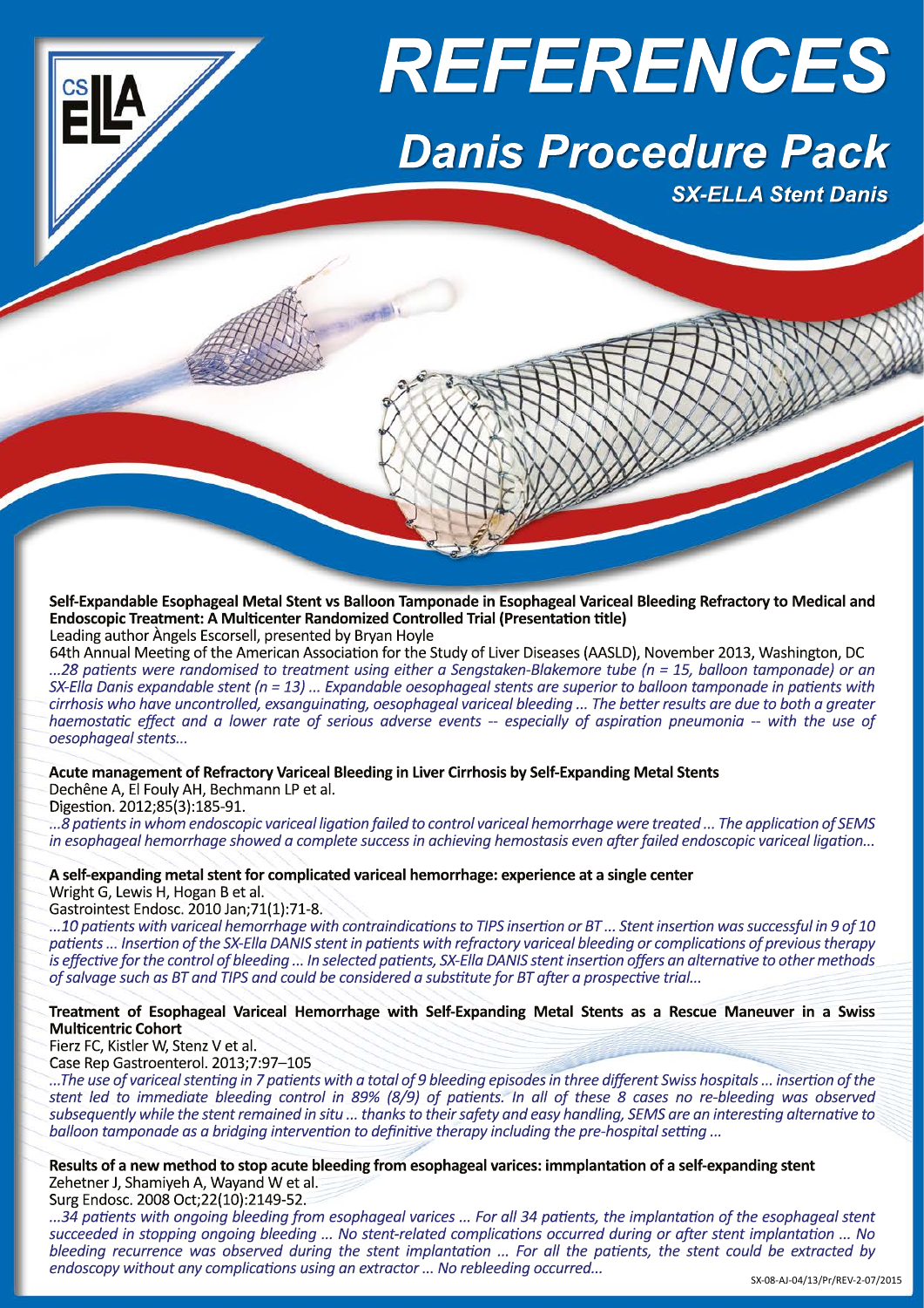# REFERENCES

## Danis Procedure Pack

### SX-ELLA Stent Danis

**Self-Expandable Esophageal Metal Stent vs Balloon Tamponade in Esophageal Variceal Bleeding Refractory to Medical and Endoscopic Treatment: A Multicenter Randomized Controlled Trial (Presentation title)**
Leading author Àngels Escorsell, presented by Bryan Hoyle
64th Annual Meeting of the American Association for the Study of Liver Diseases (AASLD), November 2013, Washington, DC
*...28 patients were randomised to treatment using either a Sengstaken-Blakemore tube (n = 15, balloon tamponade) or an SX-Ella Danis expandable stent (n = 13) ... Expandable oesophageal stents are superior to balloon tamponade in patients with cirrhosis who have uncontrolled, exsanguinating, oesophageal variceal bleeding ... The better results are due to both a greater haemostatic effect and a lower rate of serious adverse events -- especially of aspiration pneumonia -- with the use of oesophageal stents...*

**Acute management of Refractory Variceal Bleeding in Liver Cirrhosis by Self-Expanding Metal Stents**
Dechêne A, El Fouly AH, Bechmann LP et al.
Digestion. 2012;85(3):185-91.
*...8 patients in whom endoscopic variceal ligation failed to control variceal hemorrhage were treated ... The application of SEMS in esophageal hemorrhage showed a complete success in achieving hemostasis even after failed endoscopic variceal ligation...*

**A self-expanding metal stent for complicated variceal hemorrhage: experience at a single center**
Wright G, Lewis H, Hogan B et al.
Gastrointest Endosc. 2010 Jan;71(1):71-8.
*...10 patients with variceal hemorrhage with contraindications to TIPS insertion or BT ... Stent insertion was successful in 9 of 10 patients ... Insertion of the SX-Ella DANIS stent in patients with refractory variceal bleeding or complications of previous therapy is effective for the control of bleeding ... In selected patients, SX-Ella DANIS stent insertion offers an alternative to other methods of salvage such as BT and TIPS and could be considered a substitute for BT after a prospective trial...*

**Treatment of Esophageal Variceal Hemorrhage with Self-Expanding Metal Stents as a Rescue Maneuver in a Swiss Multicentric Cohort**
Fierz FC, Kistler W, Stenz V et al.
Case Rep Gastroenterol. 2013;7:97–105
*...The use of variceal stenting in 7 patients with a total of 9 bleeding episodes in three different Swiss hospitals ... insertion of the stent led to immediate bleeding control in 89% (8/9) of patients. In all of these 8 cases no re-bleeding was observed subsequently while the stent remained in situ ... thanks to their safety and easy handling, SEMS are an interesting alternative to balloon tamponade as a bridging intervention to definitive therapy including the pre-hospital setting ...*

**Results of a new method to stop acute bleeding from esophageal varices: immplantation of a self-expanding stent**
Zehetner J, Shamiyeh A, Wayand W et al.
Surg Endosc. 2008 Oct;22(10):2149-52.
*...34 patients with ongoing bleeding from esophageal varices ... For all 34 patients, the implantation of the esophageal stent succeeded in stopping ongoing bleeding ... No stent-related complications occurred during or after stent implantation ... No bleeding recurrence was observed during the stent implantation ... For all the patients, the stent could be extracted by endoscopy without any complications using an extractor ... No rebleeding occurred...*

SX-08-AJ-04/13/Pr/REV-2-07/2015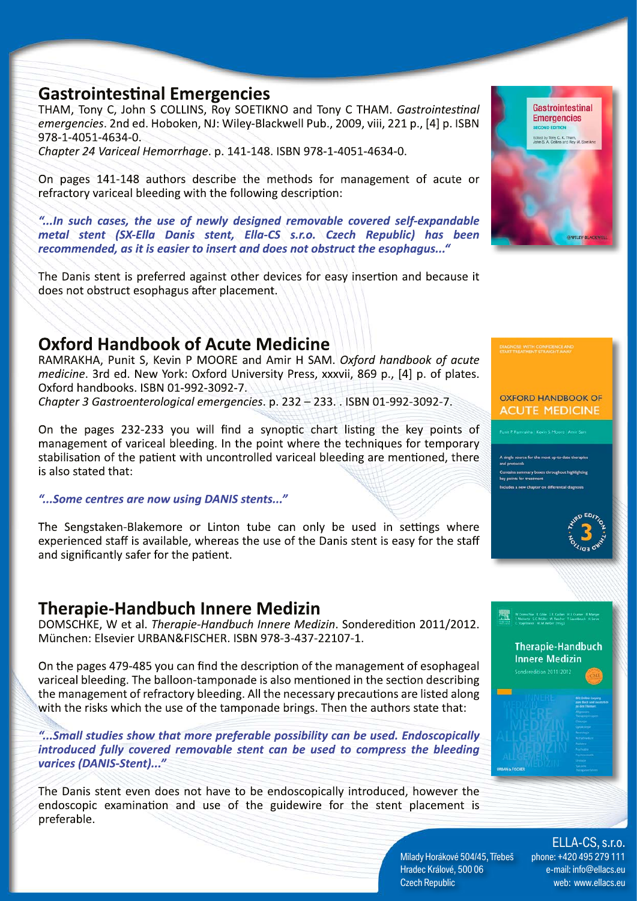## Gastrointestinal Emergencies

THAM, Tony C, John S COLLINS, Roy SOETIKNO and Tony C THAM. *Gastrointestinal emergencies*. 2nd ed. Hoboken, NJ: Wiley-Blackwell Pub., 2009, viii, 221 p., [4] p. ISBN 978-1-4051-4634-0.
*Chapter 24 Variceal Hemorrhage*. p. 141-148. ISBN 978-1-4051-4634-0.

On pages 141-148 authors describe the methods for management of acute or refractory variceal bleeding with the following description:

***"...In such cases, the use of newly designed removable covered self-expandable metal stent (SX-Ella Danis stent, Ella-CS s.r.o. Czech Republic) has been recommended, as it is easier to insert and does not obstruct the esophagus..."***

The Danis stent is preferred against other devices for easy insertion and because it does not obstruct esophagus after placement.

## Oxford Handbook of Acute Medicine

RAMRAKHA, Punit S, Kevin P MOORE and Amir H SAM. *Oxford handbook of acute medicine*. 3rd ed. New York: Oxford University Press, xxxvii, 869 p., [4] p. of plates. Oxford handbooks. ISBN 01-992-3092-7.
*Chapter 3 Gastroenterological emergencies*. p. 232 – 233. . ISBN 01-992-3092-7.

On the pages 232-233 you will find a synoptic chart listing the key points of management of variceal bleeding. In the point where the techniques for temporary stabilisation of the patient with uncontrolled variceal bleeding are mentioned, there is also stated that:

***"...Some centres are now using DANIS stents..."***

The Sengstaken-Blakemore or Linton tube can only be used in settings where experienced staff is available, whereas the use of the Danis stent is easy for the staff and significantly safer for the patient.

## Therapie-Handbuch Innere Medizin

DOMSCHKE, W et al. *Therapie-Handbuch Innere Medizin*. Sonderedition 2011/2012. München: Elsevier URBAN&FISCHER. ISBN 978-3-437-22107-1.

On the pages 479-485 you can find the description of the management of esophageal variceal bleeding. The balloon-tamponade is also mentioned in the section describing the management of refractory bleeding. All the necessary precautions are listed along with the risks which the use of the tamponade brings. Then the authors state that:

***"...Small studies show that more preferable possibility can be used. Endoscopically introduced fully covered removable stent can be used to compress the bleeding varices (DANIS-Stent)..."***

The Danis stent even does not have to be endoscopically introduced, however the endoscopic examination and use of the guidewire for the stent placement is preferable.

ELLA-CS, s.r.o.
Milady Horákové 504/45, Třebeš
Hradec Králové, 500 06
Czech Republic
phone: +420 495 279 111
e-mail: info@ellacs.eu
web: www.ellacs.eu